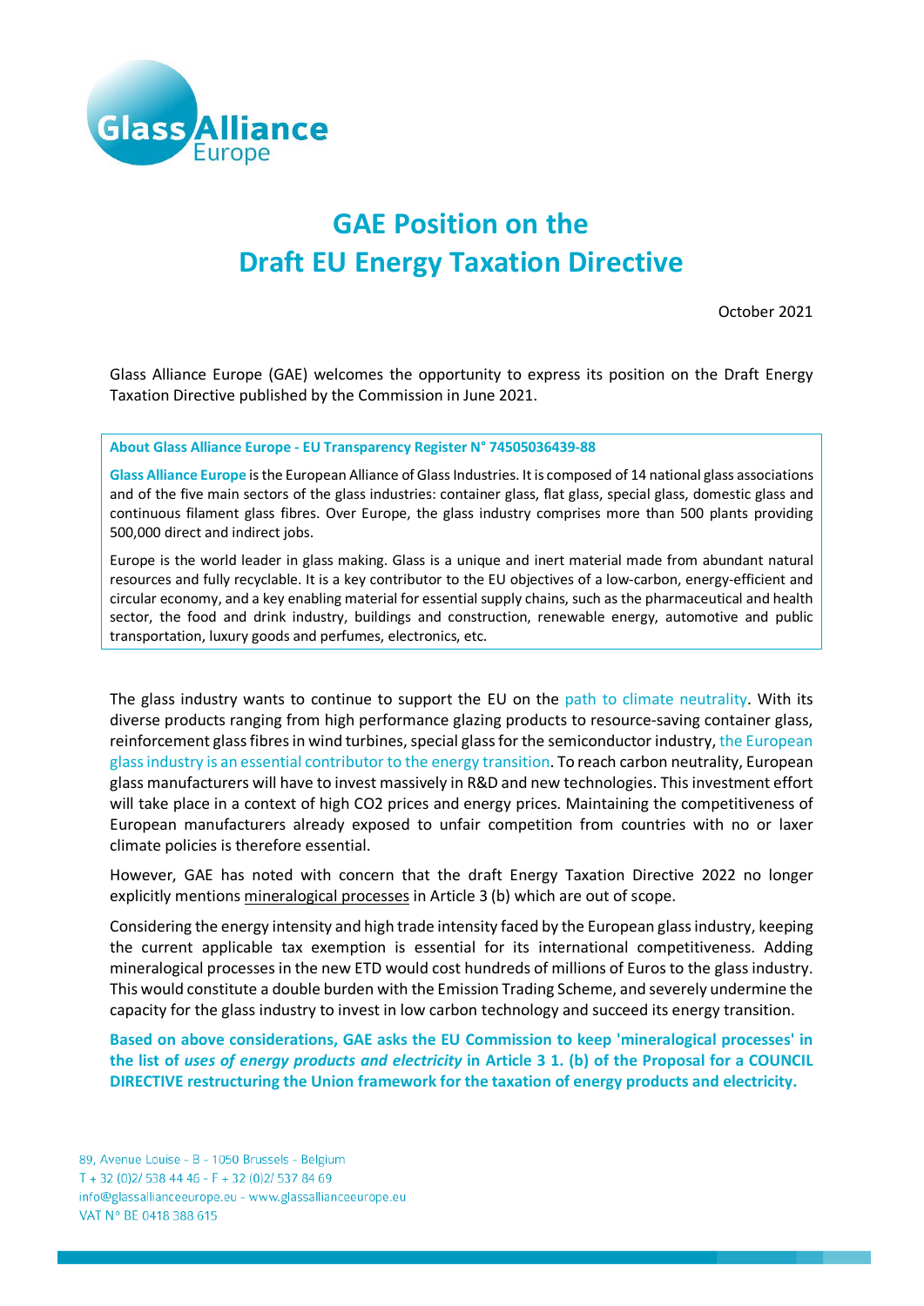# GAE Position on the Draft EU Energy Taxation Directive

October 2021

Glass Alliance Europe (GAE) welcomes the opportunity to express its position on the Draft Energy Taxation Directive published by the Commission in June 2021.

> **About Glass Alliance Europe - EU Transparency Register N° 74505036439-88**
>
> **Glass Alliance Europe** is the European Alliance of Glass Industries. It is composed of 14 national glass associations and of the five main sectors of the glass industries: container glass, flat glass, domestic glass and continuous filament glass fibres. Over Europe, the glass industry comprises more than 500 plants providing 500,000 direct and indirect jobs.
>
> Europe is the world leader in glass making. Glass is a unique and inert material made from abundant natural resources and fully recyclable. It is a key contributor to the EU objectives of a low-carbon, energy-efficient and circular economy, and a key enabling material for essential supply chains, such as the pharmaceutical and health sector, the food and drink industry, buildings and construction, renewable energy, automotive and public transportation, luxury goods and perfumes, electronics, etc.

The glass industry wants to continue to support the EU on the path to climate neutrality. With its diverse products ranging from high performance glazing products to resource-saving container glass, reinforcement glass fibres in wind turbines, special glass for the semiconductor industry, the European glass industry is an essential contributor to the energy transition. To reach carbon neutrality, European glass manufacturers will have to invest massively in R&D and new technologies. This investment effort will take place in a context of high CO2 prices and energy prices. Maintaining the competitiveness of European manufacturers already exposed to unfair competition from countries with no or laxer climate policies is therefore essential.

However, GAE has noted with concern that the draft Energy Taxation Directive 2022 no longer explicitly mentions mineralogical processes in Article 3 (b) which are out of scope.

Considering the energy intensity and high trade intensity faced by the European glass industry, keeping the current applicable tax exemption is essential for its international competitiveness. Adding mineralogical processes in the new ETD would cost hundreds of millions of Euros to the glass industry. This would constitute a double burden with the Emission Trading Scheme, and severely undermine the capacity for the glass industry to invest in low carbon technology and succeed its energy transition.

**Based on above considerations, GAE asks the EU Commission to keep 'mineralogical processes' in the list of *uses of energy products and electricity* in Article 3 1. (b) of the Proposal for a COUNCIL DIRECTIVE restructuring the Union framework for the taxation of energy products and electricity.**

89, Avenue Louise - B - 1050 Brussels - Belgium
T + 32 (0)2/ 538 44 46 - F + 32 (0)2/ 537 84 69
info@glassallianceeurope.eu - www.glassallianceeurope.eu
VAT N° BE 0418 388 615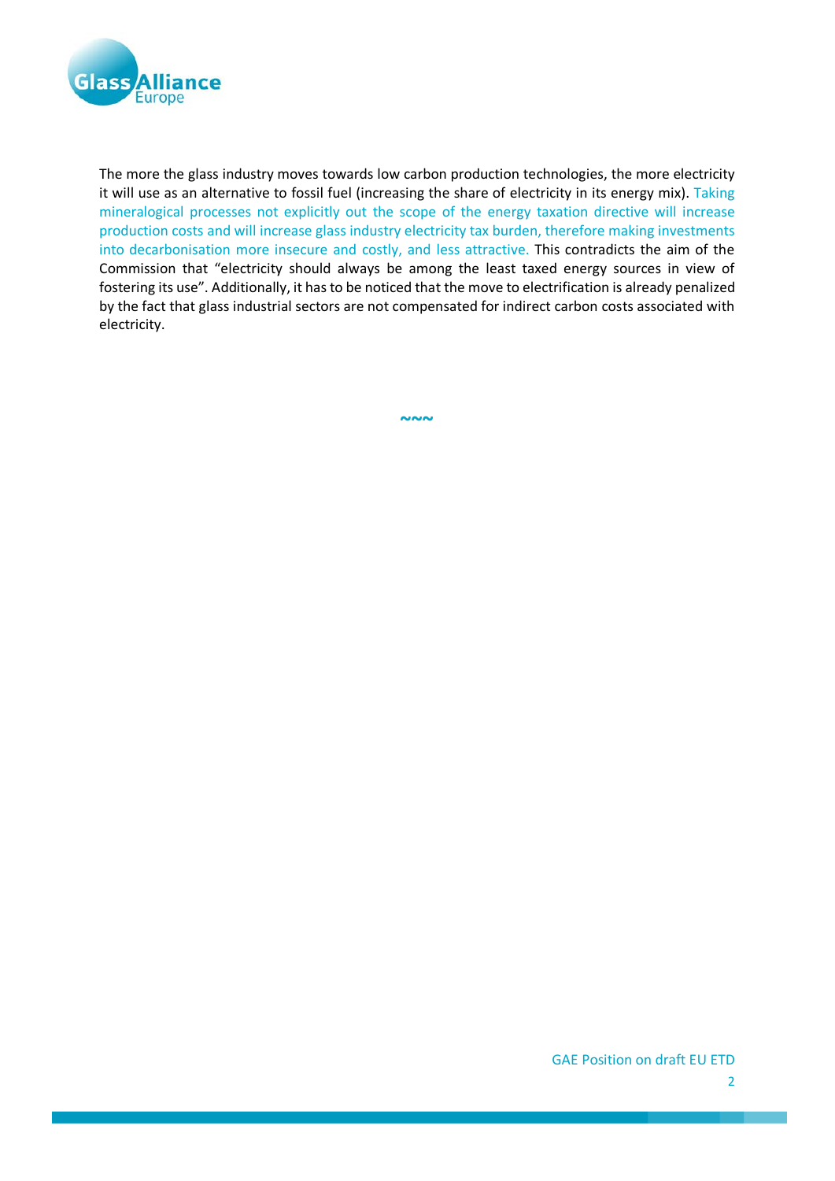The more the glass industry moves towards low carbon production technologies, the more electricity it will use as an alternative to fossil fuel (increasing the share of electricity in its energy mix). Taking mineralogical processes not explicitly out the scope of the energy taxation directive will increase production costs and will increase glass industry electricity tax burden, therefore making investments into decarbonisation more insecure and costly, and less attractive. This contradicts the aim of the Commission that "electricity should always be among the least taxed energy sources in view of fostering its use". Additionally, it has to be noticed that the move to electrification is already penalized by the fact that glass industrial sectors are not compensated for indirect carbon costs associated with electricity.

~~~